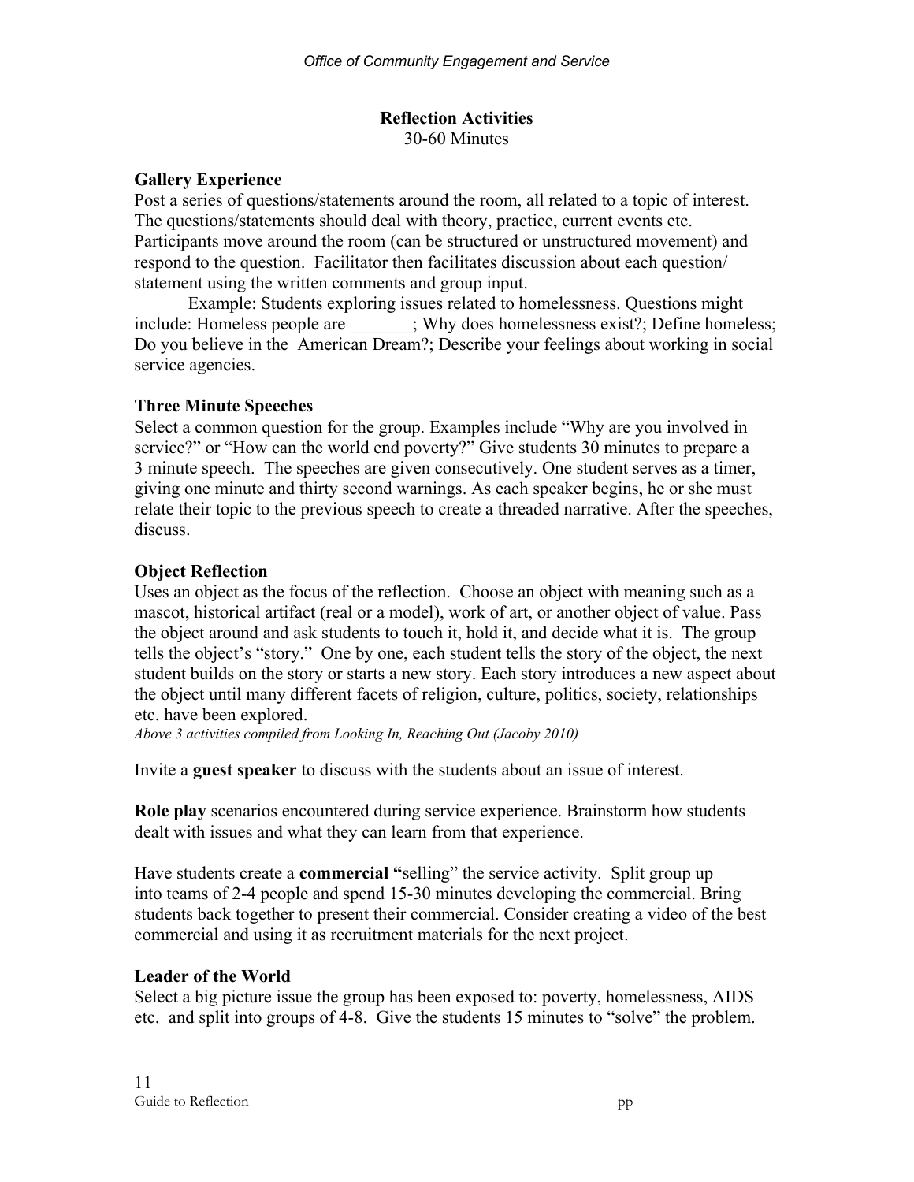## Reflection Activities

30-60 Minutes

### Gallery Experience

Post a series of questions/statements around the room, all related to a topic of interest. The questions/statements should deal with theory, practice, current events etc. Participants move around the room (can be structured or unstructured movement) and respond to the question. Facilitator then facilitates discussion about each question/ statement using the written comments and group input.

Example: Students exploring issues related to homelessness. Questions might include: Homeless people are _______; Why does homelessness exist?; Define homeless; Do you believe in the American Dream?; Describe your feelings about working in social service agencies.

### Three Minute Speeches

Select a common question for the group. Examples include "Why are you involved in service?" or "How can the world end poverty?" Give students 30 minutes to prepare a 3 minute speech. The speeches are given consecutively. One student serves as a timer, giving one minute and thirty second warnings. As each speaker begins, he or she must relate their topic to the previous speech to create a threaded narrative. After the speeches, discuss.

### Object Reflection

Uses an object as the focus of the reflection. Choose an object with meaning such as a mascot, historical artifact (real or a model), work of art, or another object of value. Pass the object around and ask students to touch it, hold it, and decide what it is. The group tells the object's "story." One by one, each student tells the story of the object, the next student builds on the story or starts a new story. Each story introduces a new aspect about the object until many different facets of religion, culture, politics, society, relationships etc. have been explored.

*Above 3 activities compiled from Looking In, Reaching Out (Jacoby 2010)*

Invite a **guest speaker** to discuss with the students about an issue of interest.

**Role play** scenarios encountered during service experience. Brainstorm how students dealt with issues and what they can learn from that experience.

Have students create a **commercial "**selling" the service activity. Split group up into teams of 2-4 people and spend 15-30 minutes developing the commercial. Bring students back together to present their commercial. Consider creating a video of the best commercial and using it as recruitment materials for the next project.

### Leader of the World

Select a big picture issue the group has been exposed to: poverty, homelessness, AIDS etc. and split into groups of 4-8. Give the students 15 minutes to "solve" the problem.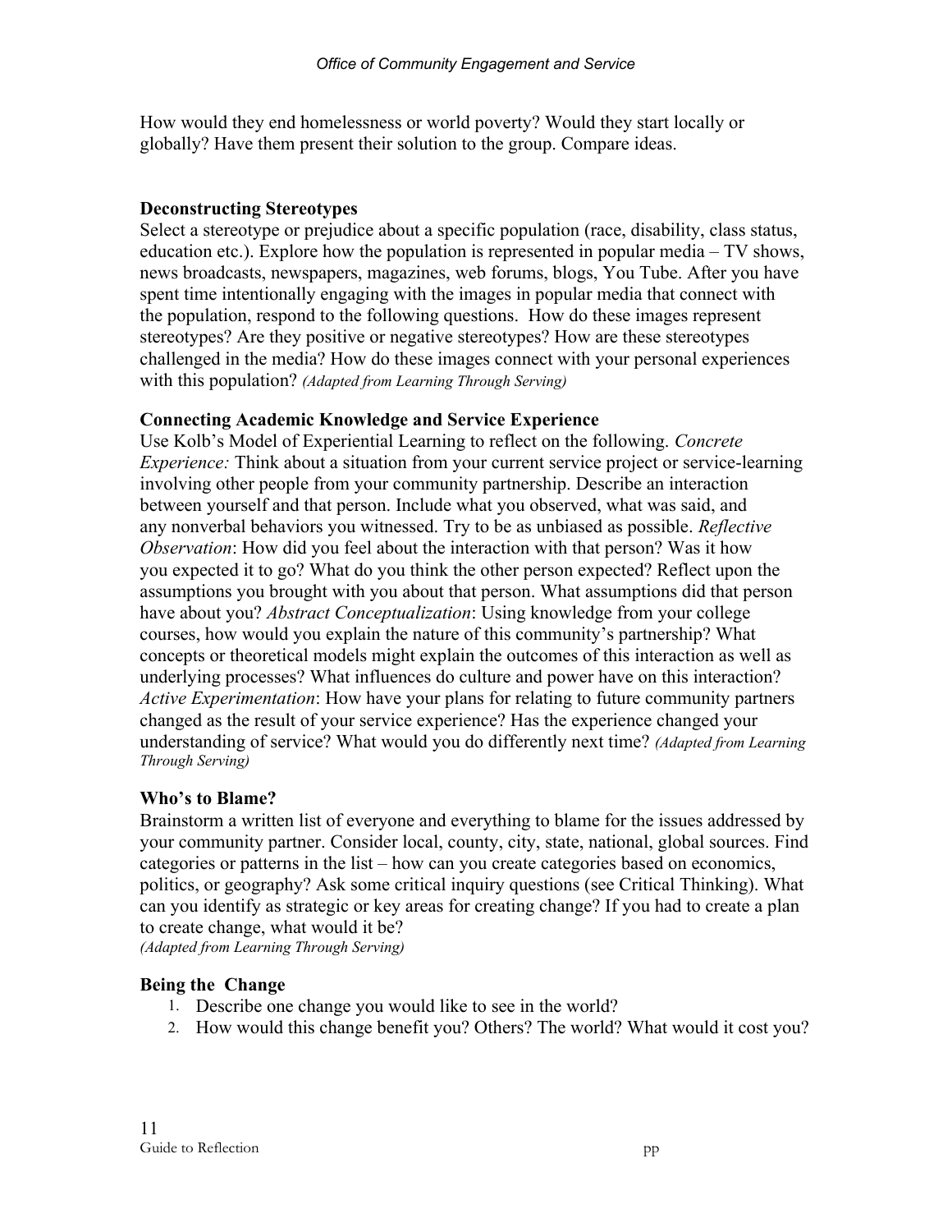How would they end homelessness or world poverty? Would they start locally or globally? Have them present their solution to the group. Compare ideas.

**Deconstructing Stereotypes**

Select a stereotype or prejudice about a specific population (race, disability, class status, education etc.). Explore how the population is represented in popular media – TV shows, news broadcasts, newspapers, magazines, web forums, blogs, You Tube. After you have spent time intentionally engaging with the images in popular media that connect with the population, respond to the following questions. How do these images represent stereotypes? Are they positive or negative stereotypes? How are these stereotypes challenged in the media? How do these images connect with your personal experiences with this population? *(Adapted from Learning Through Serving)*

**Connecting Academic Knowledge and Service Experience**

Use Kolb's Model of Experiential Learning to reflect on the following. *Concrete Experience:* Think about a situation from your current service project or service-learning involving other people from your community partnership. Describe an interaction between yourself and that person. Include what you observed, what was said, and any nonverbal behaviors you witnessed. Try to be as unbiased as possible. *Reflective Observation*: How did you feel about the interaction with that person? Was it how you expected it to go? What do you think the other person expected? Reflect upon the assumptions you brought with you about that person. What assumptions did that person have about you? *Abstract Conceptualization*: Using knowledge from your college courses, how would you explain the nature of this community's partnership? What concepts or theoretical models might explain the outcomes of this interaction as well as underlying processes? What influences do culture and power have on this interaction? *Active Experimentation*: How have your plans for relating to future community partners changed as the result of your service experience? Has the experience changed your understanding of service? What would you do differently next time? *(Adapted from Learning Through Serving)*

**Who's to Blame?**

Brainstorm a written list of everyone and everything to blame for the issues addressed by your community partner. Consider local, county, city, state, national, global sources. Find categories or patterns in the list – how can you create categories based on economics, politics, or geography? Ask some critical inquiry questions (see Critical Thinking). What can you identify as strategic or key areas for creating change? If you had to create a plan to create change, what would it be?
*(Adapted from Learning Through Serving)*

**Being the Change**

1. Describe one change you would like to see in the world?
2. How would this change benefit you? Others? The world? What would it cost you?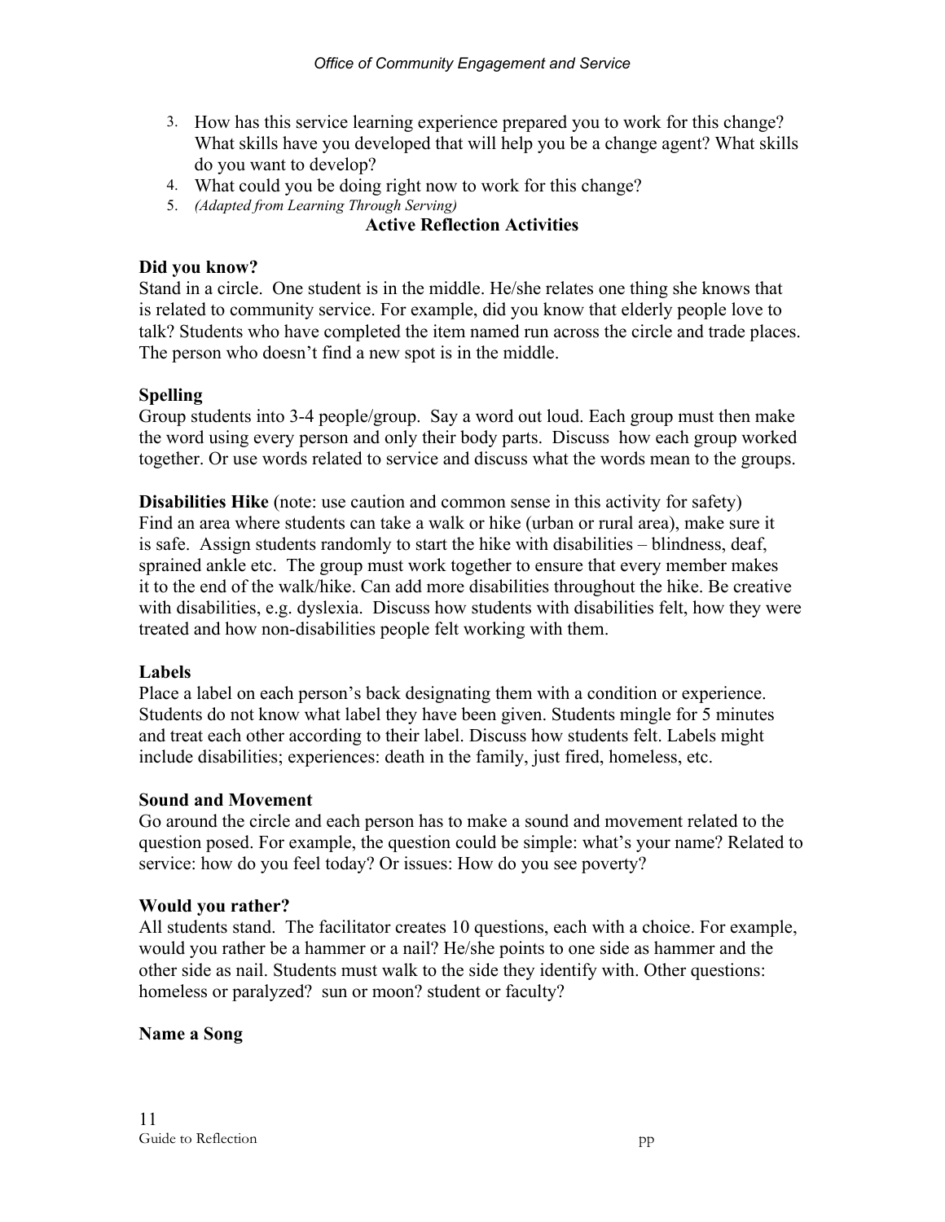3. How has this service learning experience prepared you to work for this change? What skills have you developed that will help you be a change agent? What skills do you want to develop?
4. What could you be doing right now to work for this change?
5. *(Adapted from Learning Through Serving)*

**Active Reflection Activities**

**Did you know?**
Stand in a circle. One student is in the middle. He/she relates one thing she knows that is related to community service. For example, did you know that elderly people love to talk? Students who have completed the item named run across the circle and trade places. The person who doesn't find a new spot is in the middle.

**Spelling**
Group students into 3-4 people/group. Say a word out loud. Each group must then make the word using every person and only their body parts. Discuss how each group worked together. Or use words related to service and discuss what the words mean to the groups.

**Disabilities Hike** (note: use caution and common sense in this activity for safety)
Find an area where students can take a walk or hike (urban or rural area), make sure it is safe. Assign students randomly to start the hike with disabilities – blindness, deaf, sprained ankle etc. The group must work together to ensure that every member makes it to the end of the walk/hike. Can add more disabilities throughout the hike. Be creative with disabilities, e.g. dyslexia. Discuss how students with disabilities felt, how they were treated and how non-disabilities people felt working with them.

**Labels**
Place a label on each person's back designating them with a condition or experience. Students do not know what label they have been given. Students mingle for 5 minutes and treat each other according to their label. Discuss how students felt. Labels might include disabilities; experiences: death in the family, just fired, homeless, etc.

**Sound and Movement**
Go around the circle and each person has to make a sound and movement related to the question posed. For example, the question could be simple: what's your name? Related to service: how do you feel today? Or issues: How do you see poverty?

**Would you rather?**
All students stand. The facilitator creates 10 questions, each with a choice. For example, would you rather be a hammer or a nail? He/she points to one side as hammer and the other side as nail. Students must walk to the side they identify with. Other questions: homeless or paralyzed? sun or moon? student or faculty?

**Name a Song**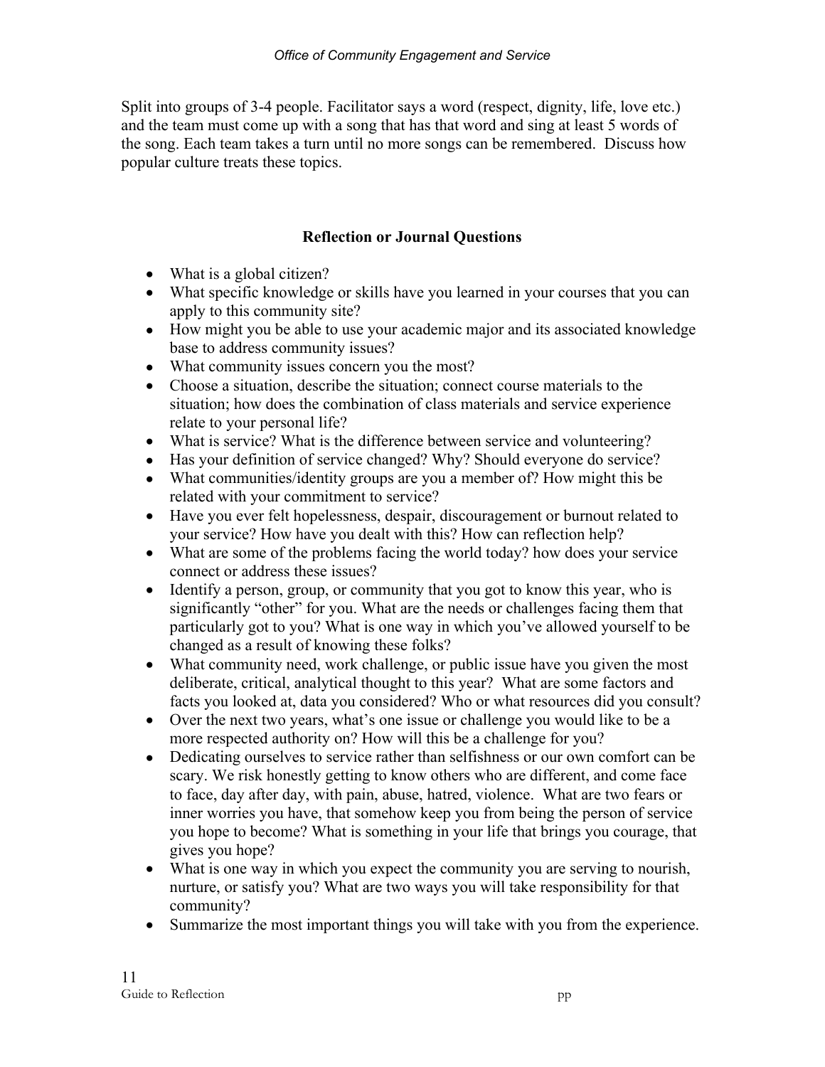Split into groups of 3-4 people. Facilitator says a word (respect, dignity, life, love etc.) and the team must come up with a song that has that word and sing at least 5 words of the song. Each team takes a turn until no more songs can be remembered. Discuss how popular culture treats these topics.

**Reflection or Journal Questions**

- What is a global citizen?
- What specific knowledge or skills have you learned in your courses that you can apply to this community site?
- How might you be able to use your academic major and its associated knowledge base to address community issues?
- What community issues concern you the most?
- Choose a situation, describe the situation; connect course materials to the situation; how does the combination of class materials and service experience relate to your personal life?
- What is service? What is the difference between service and volunteering?
- Has your definition of service changed? Why? Should everyone do service?
- What communities/identity groups are you a member of? How might this be related with your commitment to service?
- Have you ever felt hopelessness, despair, discouragement or burnout related to your service? How have you dealt with this? How can reflection help?
- What are some of the problems facing the world today? how does your service connect or address these issues?
- Identify a person, group, or community that you got to know this year, who is significantly "other" for you. What are the needs or challenges facing them that particularly got to you? What is one way in which you've allowed yourself to be changed as a result of knowing these folks?
- What community need, work challenge, or public issue have you given the most deliberate, critical, analytical thought to this year? What are some factors and facts you looked at, data you considered? Who or what resources did you consult?
- Over the next two years, what's one issue or challenge you would like to be a more respected authority on? How will this be a challenge for you?
- Dedicating ourselves to service rather than selfishness or our own comfort can be scary. We risk honestly getting to know others who are different, and come face to face, day after day, with pain, abuse, hatred, violence. What are two fears or inner worries you have, that somehow keep you from being the person of service you hope to become? What is something in your life that brings you courage, that gives you hope?
- What is one way in which you expect the community you are serving to nourish, nurture, or satisfy you? What are two ways you will take responsibility for that community?
- Summarize the most important things you will take with you from the experience.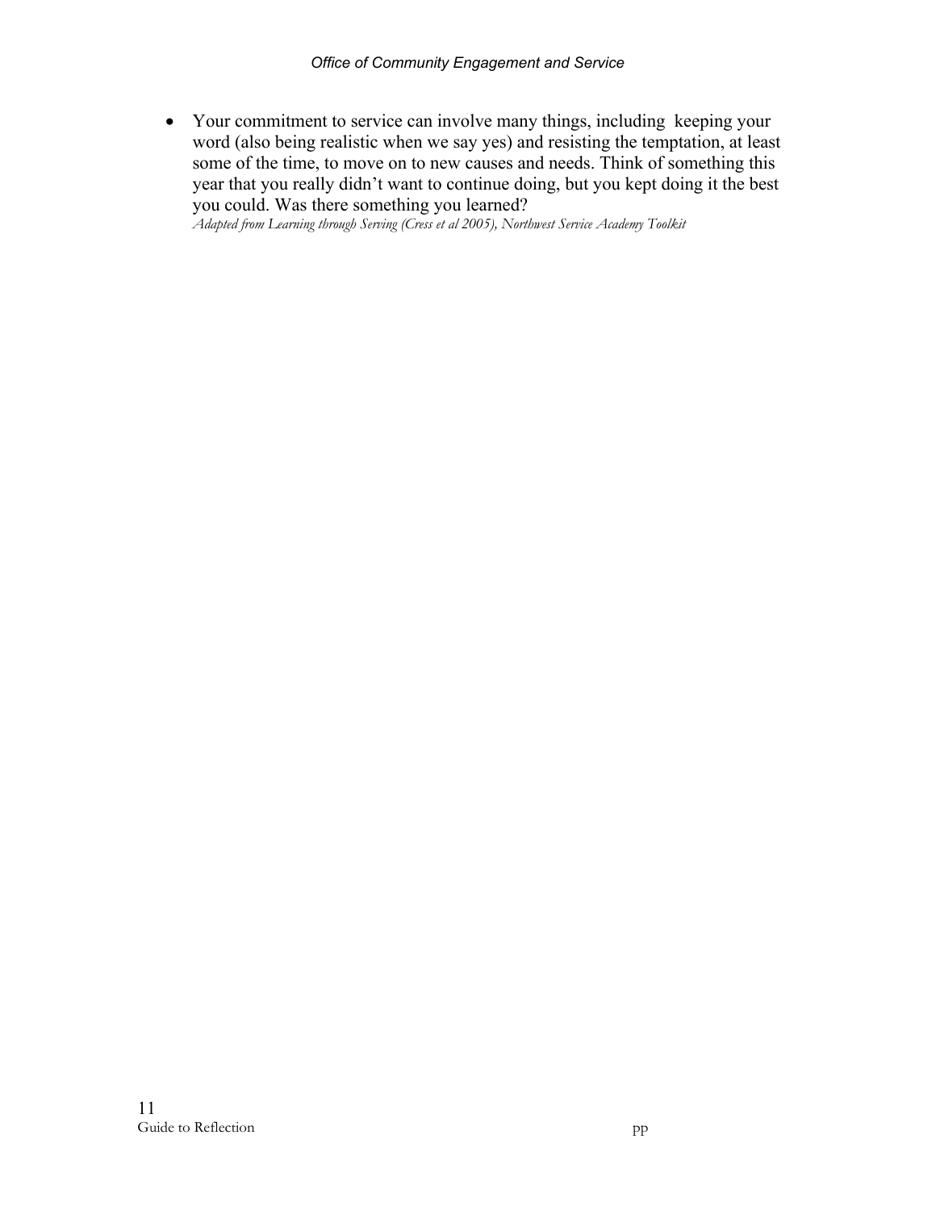- Your commitment to service can involve many things, including keeping your word (also being realistic when we say yes) and resisting the temptation, at least some of the time, to move on to new causes and needs. Think of something this year that you really didn't want to continue doing, but you kept doing it the best you could. Was there something you learned?
  *Adapted from Learning through Serving (Cress et al 2005), Northwest Service Academy Toolkit*